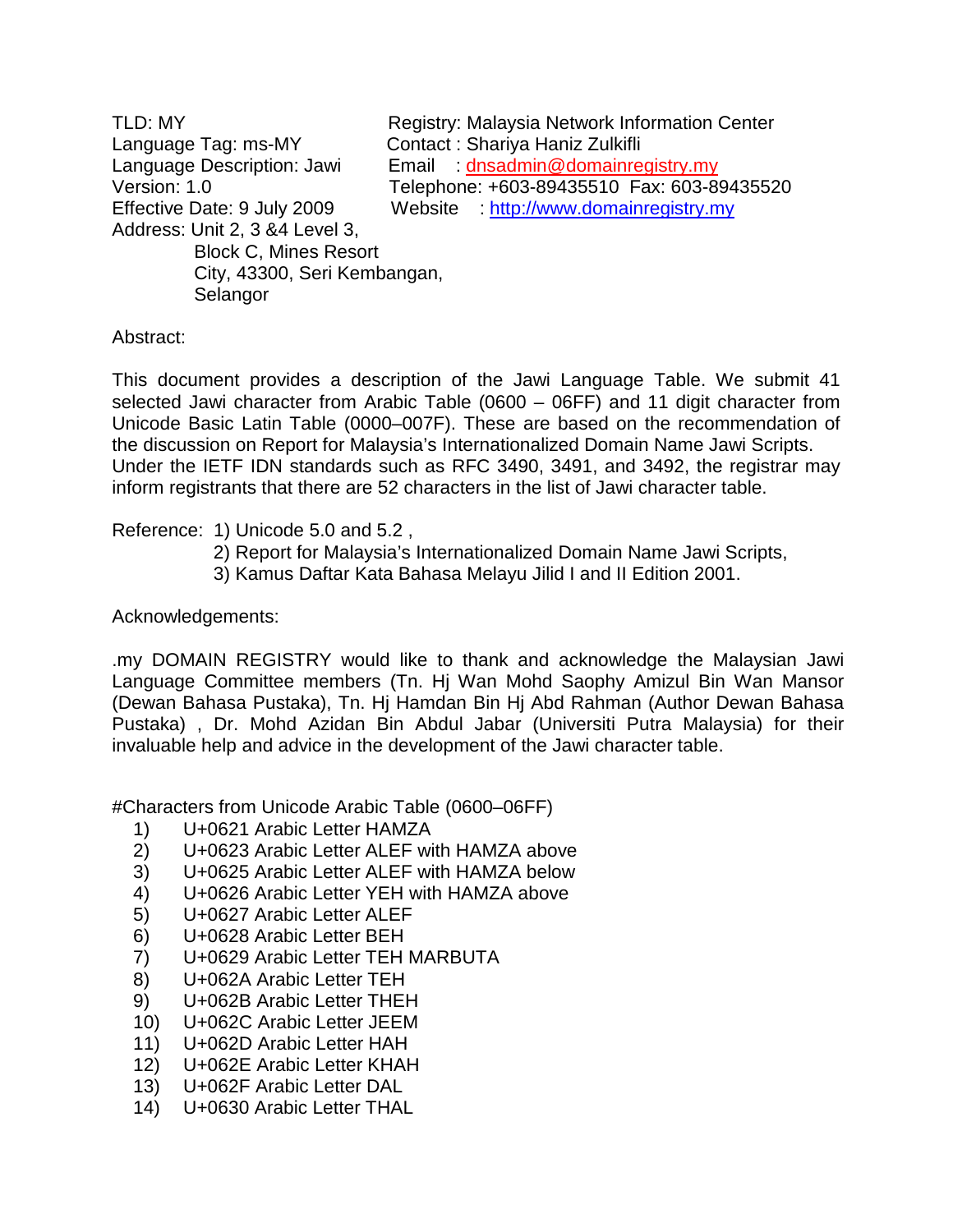TLD: MY  
Language Tag: ms-MY  
Language Description: Jawi  
Version: 1.0  
Effective Date: 9 July 2009  
Address: Unit 2, 3 &4 Level 3,  
Block C, Mines Resort  
City, 43300, Seri Kembangan,  
Selangor

Registry: Malaysia Network Information Center  
Contact : Shariya Haniz Zulkifli  
Email : dnsadmin@domainregistry.my  
Telephone: +603-89435510 Fax: 603-89435520  
Website : http://www.domainregistry.my

Abstract:

This document provides a description of the Jawi Language Table. We submit 41 selected Jawi character from Arabic Table (0600 – 06FF) and 11 digit character from Unicode Basic Latin Table (0000–007F). These are based on the recommendation of the discussion on Report for Malaysia's Internationalized Domain Name Jawi Scripts. Under the IETF IDN standards such as RFC 3490, 3491, and 3492, the registrar may inform registrants that there are 52 characters in the list of Jawi character table.

Reference: 1) Unicode 5.0 and 5.2 ,  
2) Report for Malaysia's Internationalized Domain Name Jawi Scripts,  
3) Kamus Daftar Kata Bahasa Melayu Jilid I and II Edition 2001.

Acknowledgements:

.my DOMAIN REGISTRY would like to thank and acknowledge the Malaysian Jawi Language Committee members (Tn. Hj Wan Mohd Saophy Amizul Bin Wan Mansor (Dewan Bahasa Pustaka), Tn. Hj Hamdan Bin Hj Abd Rahman (Author Dewan Bahasa Pustaka) , Dr. Mohd Azidan Bin Abdul Jabar (Universiti Putra Malaysia) for their invaluable help and advice in the development of the Jawi character table.

#Characters from Unicode Arabic Table (0600–06FF)

1) U+0621 Arabic Letter HAMZA
2) U+0623 Arabic Letter ALEF with HAMZA above
3) U+0625 Arabic Letter ALEF with HAMZA below
4) U+0626 Arabic Letter YEH with HAMZA above
5) U+0627 Arabic Letter ALEF
6) U+0628 Arabic Letter BEH
7) U+0629 Arabic Letter TEH MARBUTA
8) U+062A Arabic Letter TEH
9) U+062B Arabic Letter THEH
10) U+062C Arabic Letter JEEM
11) U+062D Arabic Letter HAH
12) U+062E Arabic Letter KHAH
13) U+062F Arabic Letter DAL
14) U+0630 Arabic Letter THAL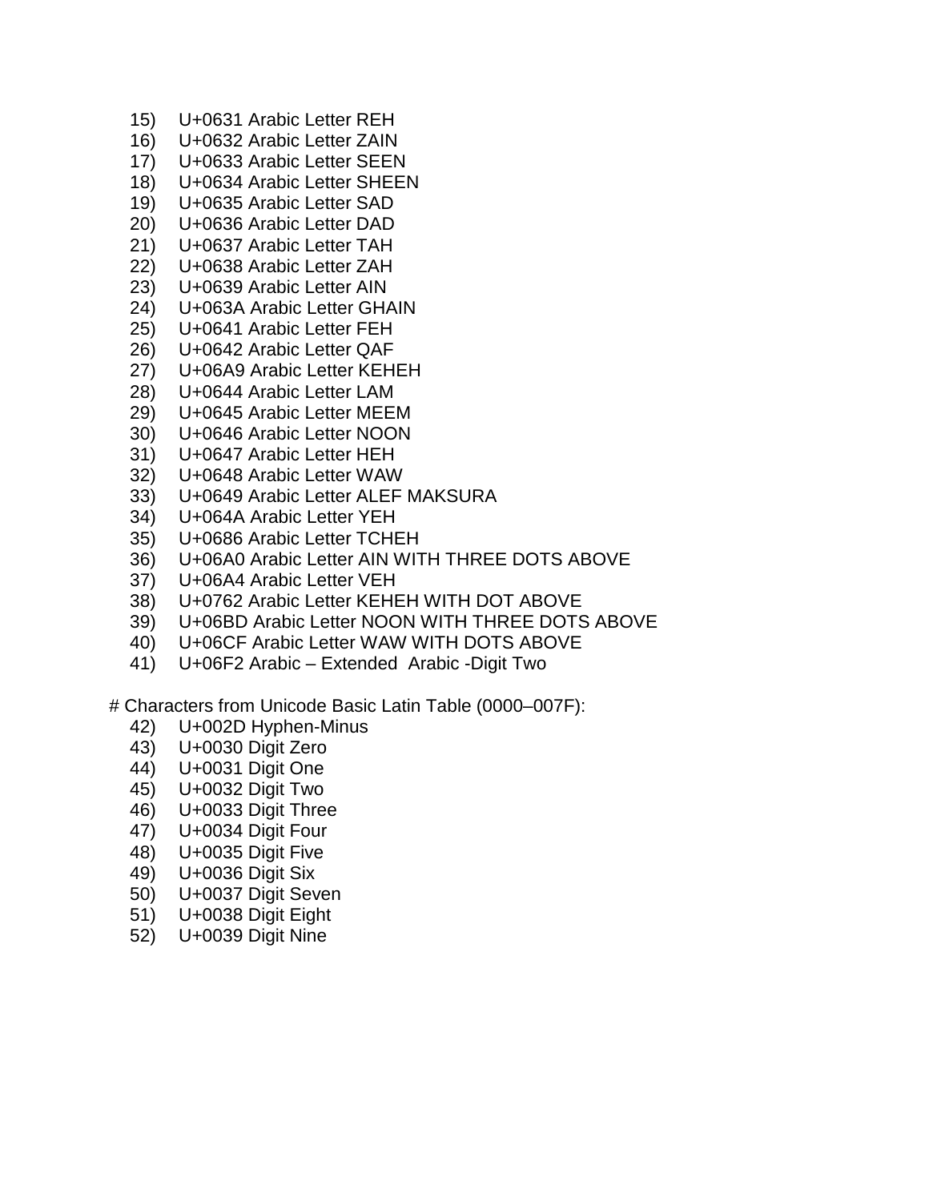15) U+0631 Arabic Letter REH
16) U+0632 Arabic Letter ZAIN
17) U+0633 Arabic Letter SEEN
18) U+0634 Arabic Letter SHEEN
19) U+0635 Arabic Letter SAD
20) U+0636 Arabic Letter DAD
21) U+0637 Arabic Letter TAH
22) U+0638 Arabic Letter ZAH
23) U+0639 Arabic Letter AIN
24) U+063A Arabic Letter GHAIN
25) U+0641 Arabic Letter FEH
26) U+0642 Arabic Letter QAF
27) U+06A9 Arabic Letter KEHEH
28) U+0644 Arabic Letter LAM
29) U+0645 Arabic Letter MEEM
30) U+0646 Arabic Letter NOON
31) U+0647 Arabic Letter HEH
32) U+0648 Arabic Letter WAW
33) U+0649 Arabic Letter ALEF MAKSURA
34) U+064A Arabic Letter YEH
35) U+0686 Arabic Letter TCHEH
36) U+06A0 Arabic Letter AIN WITH THREE DOTS ABOVE
37) U+06A4 Arabic Letter VEH
38) U+0762 Arabic Letter KEHEH WITH DOT ABOVE
39) U+06BD Arabic Letter NOON WITH THREE DOTS ABOVE
40) U+06CF Arabic Letter WAW WITH DOTS ABOVE
41) U+06F2 Arabic – Extended Arabic -Digit Two

# Characters from Unicode Basic Latin Table (0000–007F):

42) U+002D Hyphen-Minus
43) U+0030 Digit Zero
44) U+0031 Digit One
45) U+0032 Digit Two
46) U+0033 Digit Three
47) U+0034 Digit Four
48) U+0035 Digit Five
49) U+0036 Digit Six
50) U+0037 Digit Seven
51) U+0038 Digit Eight
52) U+0039 Digit Nine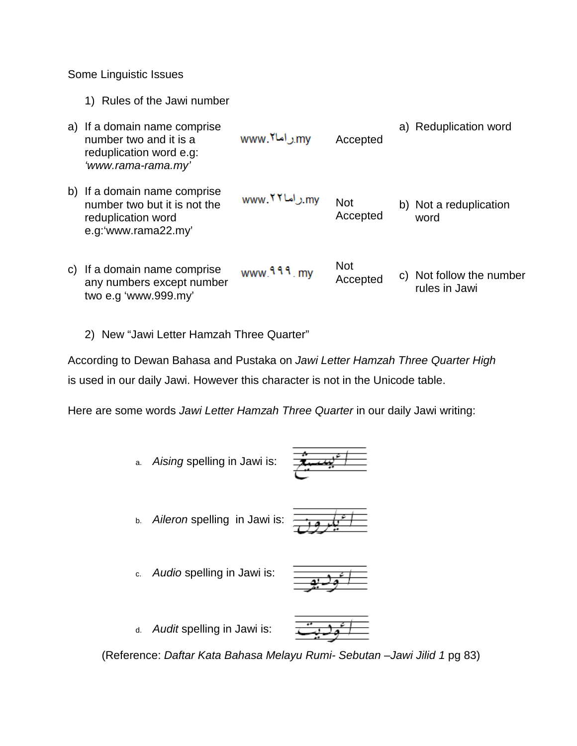Some Linguistic Issues

1) Rules of the Jawi number

| Rule | Example | Status | Reason |
| --- | --- | --- | --- |
| a) If a domain name comprise number two and it is a reduplication word e.g: *'www.rama-rama.my'* | www.راما٢.my | Accepted | a) Reduplication word |
| b) If a domain name comprise number two but it is not the reduplication word e.g:'www.rama22.my' | www.راما٢٢.my | Not Accepted | b) Not a reduplication word |
| c) If a domain name comprise any numbers except number two e.g 'www.999.my' | www.٩٩٩.my | Not Accepted | c) Not follow the number rules in Jawi |

2) New "Jawi Letter Hamzah Three Quarter"

According to Dewan Bahasa and Pustaka on *Jawi Letter Hamzah Three Quarter High* is used in our daily Jawi. However this character is not in the Unicode table.

Here are some words *Jawi Letter Hamzah Three Quarter* in our daily Jawi writing:

a. *Aising* spelling in Jawi is: ائيسيڠ

b. *Aileron* spelling in Jawi is: ائيلرون

c. *Audio* spelling in Jawi is: ائوديو

d. *Audit* spelling in Jawi is: ائوديت

(Reference: *Daftar Kata Bahasa Melayu Rumi- Sebutan –Jawi Jilid 1* pg 83)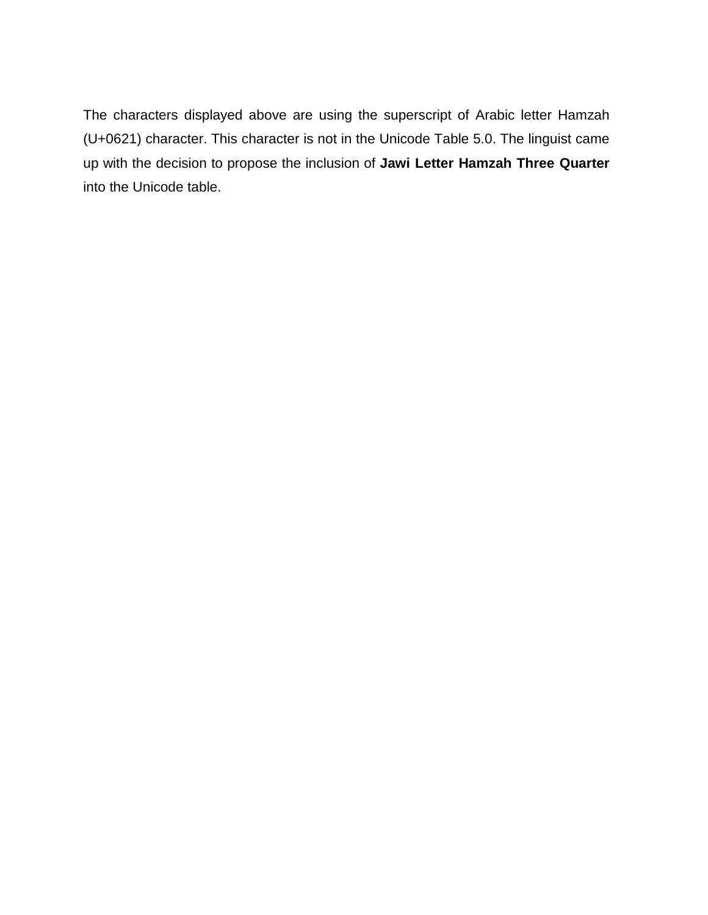The characters displayed above are using the superscript of Arabic letter Hamzah (U+0621) character. This character is not in the Unicode Table 5.0. The linguist came up with the decision to propose the inclusion of **Jawi Letter Hamzah Three Quarter** into the Unicode table.